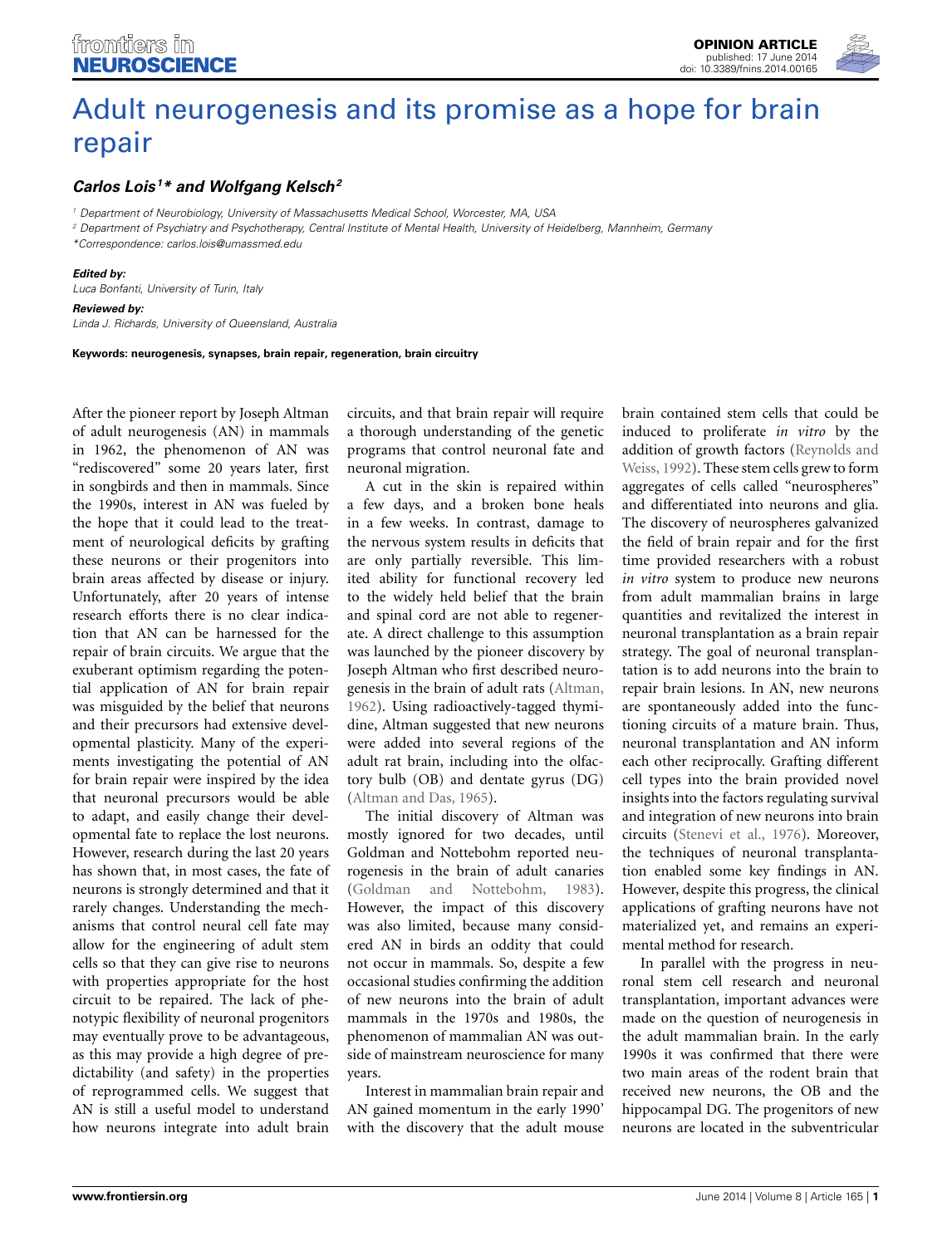# Adult neurogenesis and its promise as a hope for brain repair

***Carlos Lois[1]\* and Wolfgang Kelsch[2]***

[1] *Department of Neurobiology, University of Massachusetts Medical School, Worcester, MA, USA*
[2] *Department of Psychiatry and Psychotherapy, Central Institute of Mental Health, University of Heidelberg, Mannheim, Germany*
*\*Correspondence: carlos.lois@umassmed.edu*

***Edited by:***
*Luca Bonfanti, University of Turin, Italy*

***Reviewed by:***
*Linda J. Richards, University of Queensland, Australia*

**Keywords: neurogenesis, synapses, brain repair, regeneration, brain circuitry**

After the pioneer report by Joseph Altman of adult neurogenesis (AN) in mammals in 1962, the phenomenon of AN was "rediscovered" some 20 years later, first in songbirds and then in mammals. Since the 1990s, interest in AN was fueled by the hope that it could lead to the treatment of neurological deficits by grafting these neurons or their progenitors into brain areas affected by disease or injury. Unfortunately, after 20 years of intense research efforts there is no clear indication that AN can be harnessed for the repair of brain circuits. We argue that the exuberant optimism regarding the potential application of AN for brain repair was misguided by the belief that neurons and their precursors had extensive developmental plasticity. Many of the experiments investigating the potential of AN for brain repair were inspired by the idea that neuronal precursors would be able to adapt, and easily change their developmental fate to replace the lost neurons. However, research during the last 20 years has shown that, in most cases, the fate of neurons is strongly determined and that it rarely changes. Understanding the mechanisms that control neural cell fate may allow for the engineering of adult stem cells so that they can give rise to neurons with properties appropriate for the host circuit to be repaired. The lack of phenotypic flexibility of neuronal progenitors may eventually prove to be advantageous, as this may provide a high degree of predictability (and safety) in the properties of reprogrammed cells. We suggest that AN is still a useful model to understand how neurons integrate into adult brain circuits, and that brain repair will require a thorough understanding of the genetic programs that control neuronal fate and neuronal migration.

A cut in the skin is repaired within a few days, and a broken bone heals in a few weeks. In contrast, damage to the nervous system results in deficits that are only partially reversible. This limited ability for functional recovery led to the widely held belief that the brain and spinal cord are not able to regenerate. A direct challenge to this assumption was launched by the pioneer discovery by Joseph Altman who first described neurogenesis in the brain of adult rats (Altman, 1962). Using radioactively-tagged thymidine, Altman suggested that new neurons were added into several regions of the adult rat brain, including into the olfactory bulb (OB) and dentate gyrus (DG) (Altman and Das, 1965).

The initial discovery of Altman was mostly ignored for two decades, until Goldman and Nottebohm reported neurogenesis in the brain of adult canaries (Goldman and Nottebohm, 1983). However, the impact of this discovery was also limited, because many considered AN in birds an oddity that could not occur in mammals. So, despite a few occasional studies confirming the addition of new neurons into the brain of adult mammals in the 1970s and 1980s, the phenomenon of mammalian AN was outside of mainstream neuroscience for many years.

Interest in mammalian brain repair and AN gained momentum in the early 1990' with the discovery that the adult mouse brain contained stem cells that could be induced to proliferate *in vitro* by the addition of growth factors (Reynolds and Weiss, 1992). These stem cells grew to form aggregates of cells called "neurospheres" and differentiated into neurons and glia. The discovery of neurospheres galvanized the field of brain repair and for the first time provided researchers with a robust *in vitro* system to produce new neurons from adult mammalian brains in large quantities and revitalized the interest in neuronal transplantation as a brain repair strategy. The goal of neuronal transplantation is to add neurons into the brain to repair brain lesions. In AN, new neurons are spontaneously added into the functioning circuits of a mature brain. Thus, neuronal transplantation and AN inform each other reciprocally. Grafting different cell types into the brain provided novel insights into the factors regulating survival and integration of new neurons into brain circuits (Stenevi et al., 1976). Moreover, the techniques of neuronal transplantation enabled some key findings in AN. However, despite this progress, the clinical applications of grafting neurons have not materialized yet, and remains an experimental method for research.

In parallel with the progress in neuronal stem cell research and neuronal transplantation, important advances were made on the question of neurogenesis in the adult mammalian brain. In the early 1990s it was confirmed that there were two main areas of the rodent brain that received new neurons, the OB and the hippocampal DG. The progenitors of new neurons are located in the subventricular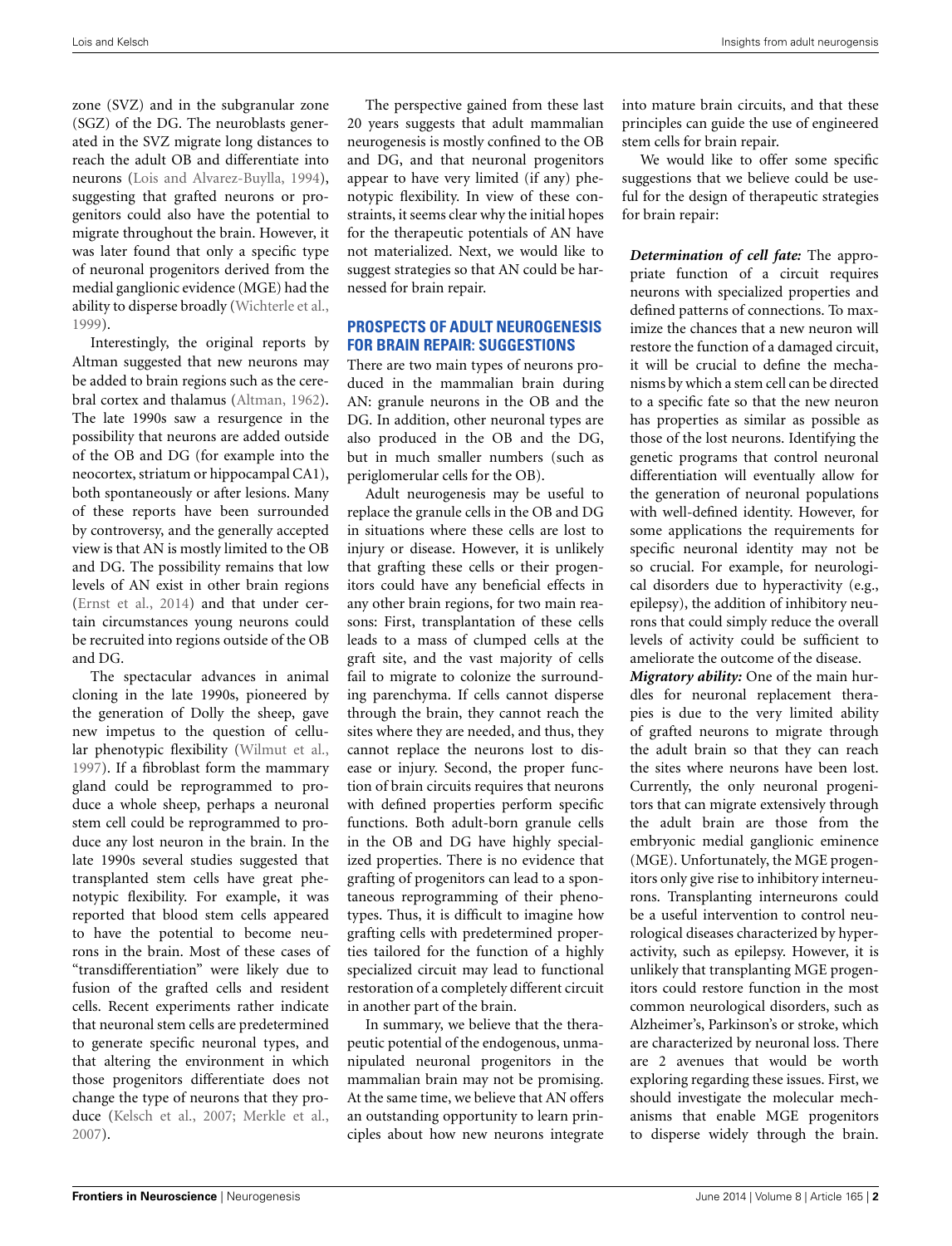zone (SVZ) and in the subgranular zone (SGZ) of the DG. The neuroblasts generated in the SVZ migrate long distances to reach the adult OB and differentiate into neurons (Lois and Alvarez-Buylla, 1994), suggesting that grafted neurons or progenitors could also have the potential to migrate throughout the brain. However, it was later found that only a specific type of neuronal progenitors derived from the medial ganglionic evidence (MGE) had the ability to disperse broadly (Wichterle et al., 1999).

Interestingly, the original reports by Altman suggested that new neurons may be added to brain regions such as the cerebral cortex and thalamus (Altman, 1962). The late 1990s saw a resurgence in the possibility that neurons are added outside of the OB and DG (for example into the neocortex, striatum or hippocampal CA1), both spontaneously or after lesions. Many of these reports have been surrounded by controversy, and the generally accepted view is that AN is mostly limited to the OB and DG. The possibility remains that low levels of AN exist in other brain regions (Ernst et al., 2014) and that under certain circumstances young neurons could be recruited into regions outside of the OB and DG.

The spectacular advances in animal cloning in the late 1990s, pioneered by the generation of Dolly the sheep, gave new impetus to the question of cellular phenotypic flexibility (Wilmut et al., 1997). If a fibroblast form the mammary gland could be reprogrammed to produce a whole sheep, perhaps a neuronal stem cell could be reprogrammed to produce any lost neuron in the brain. In the late 1990s several studies suggested that transplanted stem cells have great phenotypic flexibility. For example, it was reported that blood stem cells appeared to have the potential to become neurons in the brain. Most of these cases of "transdifferentiation" were likely due to fusion of the grafted cells and resident cells. Recent experiments rather indicate that neuronal stem cells are predetermined to generate specific neuronal types, and that altering the environment in which those progenitors differentiate does not change the type of neurons that they produce (Kelsch et al., 2007; Merkle et al., 2007).

The perspective gained from these last 20 years suggests that adult mammalian neurogenesis is mostly confined to the OB and DG, and that neuronal progenitors appear to have very limited (if any) phenotypic flexibility. In view of these constraints, it seems clear why the initial hopes for the therapeutic potentials of AN have not materialized. Next, we would like to suggest strategies so that AN could be harnessed for brain repair.

## PROSPECTS OF ADULT NEUROGENESIS FOR BRAIN REPAIR: SUGGESTIONS

There are two main types of neurons produced in the mammalian brain during AN: granule neurons in the OB and the DG. In addition, other neuronal types are also produced in the OB and the DG, but in much smaller numbers (such as periglomerular cells for the OB).

Adult neurogenesis may be useful to replace the granule cells in the OB and DG in situations where these cells are lost to injury or disease. However, it is unlikely that grafting these cells or their progenitors could have any beneficial effects in any other brain regions, for two main reasons: First, transplantation of these cells leads to a mass of clumped cells at the graft site, and the vast majority of cells fail to migrate to colonize the surrounding parenchyma. If cells cannot disperse through the brain, they cannot reach the sites where they are needed, and thus, they cannot replace the neurons lost to disease or injury. Second, the proper function of brain circuits requires that neurons with defined properties perform specific functions. Both adult-born granule cells in the OB and DG have highly specialized properties. There is no evidence that grafting of progenitors can lead to a spontaneous reprogramming of their phenotypes. Thus, it is difficult to imagine how grafting cells with predetermined properties tailored for the function of a highly specialized circuit may lead to functional restoration of a completely different circuit in another part of the brain.

In summary, we believe that the therapeutic potential of the endogenous, unmanipulated neuronal progenitors in the mammalian brain may not be promising. At the same time, we believe that AN offers an outstanding opportunity to learn principles about how new neurons integrate into mature brain circuits, and that these principles can guide the use of engineered stem cells for brain repair.

We would like to offer some specific suggestions that we believe could be useful for the design of therapeutic strategies for brain repair:

***Determination of cell fate:*** The appropriate function of a circuit requires neurons with specialized properties and defined patterns of connections. To maximize the chances that a new neuron will restore the function of a damaged circuit, it will be crucial to define the mechanisms by which a stem cell can be directed to a specific fate so that the new neuron has properties as similar as possible as those of the lost neurons. Identifying the genetic programs that control neuronal differentiation will eventually allow for the generation of neuronal populations with well-defined identity. However, for some applications the requirements for specific neuronal identity may not be so crucial. For example, for neurological disorders due to hyperactivity (e.g., epilepsy), the addition of inhibitory neurons that could simply reduce the overall levels of activity could be sufficient to ameliorate the outcome of the disease.

***Migratory ability:*** One of the main hurdles for neuronal replacement therapies is due to the very limited ability of grafted neurons to migrate through the adult brain so that they can reach the sites where neurons have been lost. Currently, the only neuronal progenitors that can migrate extensively through the adult brain are those from the embryonic medial ganglionic eminence (MGE). Unfortunately, the MGE progenitors only give rise to inhibitory interneurons. Transplanting interneurons could be a useful intervention to control neurological diseases characterized by hyperactivity, such as epilepsy. However, it is unlikely that transplanting MGE progenitors could restore function in the most common neurological disorders, such as Alzheimer's, Parkinson's or stroke, which are characterized by neuronal loss. There are 2 avenues that would be worth exploring regarding these issues. First, we should investigate the molecular mechanisms that enable MGE progenitors to disperse widely through the brain.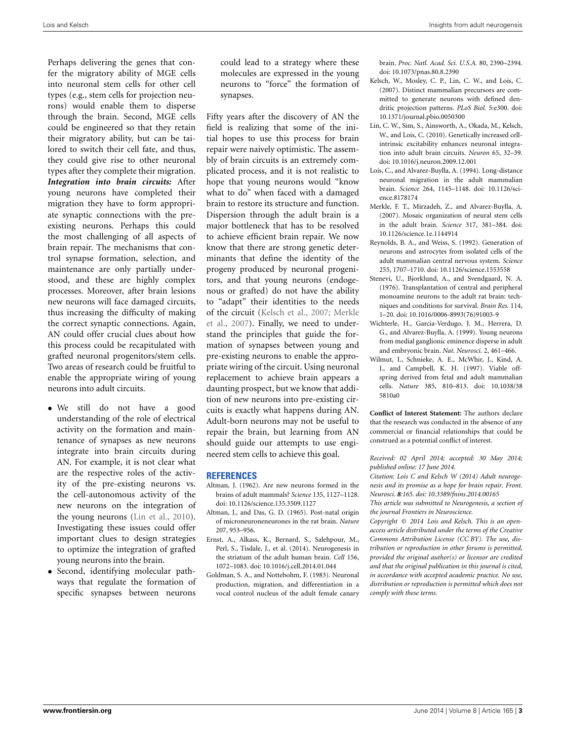Perhaps delivering the genes that confer the migratory ability of MGE cells into neuronal stem cells for other cell types (e.g., stem cells for projection neurons) would enable them to disperse through the brain. Second, MGE cells could be engineered so that they retain their migratory ability, but can be tailored to switch their cell fate, and thus, they could give rise to other neuronal types after they complete their migration. ***Integration into brain circuits:*** After young neurons have completed their migration they have to form appropriate synaptic connections with the preexisting neurons. Perhaps this could the most challenging of all aspects of brain repair. The mechanisms that control synapse formation, selection, and maintenance are only partially understood, and these are highly complex processes. Moreover, after brain lesions new neurons will face damaged circuits, thus increasing the difficulty of making the correct synaptic connections. Again, AN could offer crucial clues about how this process could be recapitulated with grafted neuronal progenitors/stem cells. Two areas of research could be fruitful to enable the appropriate wiring of young neurons into adult circuits.

- We still do not have a good understanding of the role of electrical activity on the formation and maintenance of synapses as new neurons integrate into brain circuits during AN. For example, it is not clear what are the respective roles of the activity of the pre-existing neurons vs. the cell-autonomous activity of the new neurons on the integration of the young neurons (Lin et al., 2010). Investigating these issues could offer important clues to design strategies to optimize the integration of grafted young neurons into the brain.
- Second, identifying molecular pathways that regulate the formation of specific synapses between neurons could lead to a strategy where these molecules are expressed in the young neurons to "force" the formation of synapses.

Fifty years after the discovery of AN the field is realizing that some of the initial hopes to use this process for brain repair were naively optimistic. The assembly of brain circuits is an extremely complicated process, and it is not realistic to hope that young neurons would "know what to do" when faced with a damaged brain to restore its structure and function. Dispersion through the adult brain is a major bottleneck that has to be resolved to achieve efficient brain repair. We now know that there are strong genetic determinants that define the identity of the progeny produced by neuronal progenitors, and that young neurons (endogenous or grafted) do not have the ability to "adapt" their identities to the needs of the circuit (Kelsch et al., 2007; Merkle et al., 2007). Finally, we need to understand the principles that guide the formation of synapses between young and pre-existing neurons to enable the appropriate wiring of the circuit. Using neuronal replacement to achieve brain appears a daunting prospect, but we know that addition of new neurons into pre-existing circuits is exactly what happens during AN. Adult-born neurons may not be useful to repair the brain, but learning from AN should guide our attempts to use engineered stem cells to achieve this goal.

## REFERENCES

Altman, J. (1962). Are new neurons formed in the brains of adult mammals? *Science* 135, 1127–1128. doi: 10.1126/science.135.3509.1127

Altman, J., and Das, G. D. (1965). Post-natal origin of microneuroneneurones in the rat brain. *Nature* 207, 953–956.

Ernst, A., Alkass, K., Bernard, S., Salehpour, M., Perl, S., Tisdale, J., et al. (2014). Neurogenesis in the striatum of the adult human brain. *Cell* 156, 1072–1083. doi: 10.1016/j.cell.2014.01.044

Goldman, S. A., and Nottebohm, F. (1983). Neuronal production, migration, and differentiation in a vocal control nucleus of the adult female canary brain. *Proc. Natl. Acad. Sci. U.S.A.* 80, 2390–2394. doi: 10.1073/pnas.80.8.2390

Kelsch, W., Mosley, C. P., Lin, C. W., and Lois, C. (2007). Distinct mammalian precursors are committed to generate neurons with defined dendritic projection patterns. *PLoS Biol.* 5:e300. doi: 10.1371/journal.pbio.0050300

Lin, C. W., Sim, S., Ainsworth, A., Okada, M., Kelsch, W., and Lois, C. (2010). Genetically increased cell-intrinsic excitability enhances neuronal integration into adult brain circuits. *Neuron* 65, 32–39. doi: 10.1016/j.neuron.2009.12.001

Lois, C., and Alvarez-Buylla, A. (1994). Long-distance neuronal migration in the adult mammalian brain. *Science* 264, 1145–1148. doi: 10.1126/science.8178174

Merkle, F. T., Mirzadeh, Z., and Alvarez-Buylla, A. (2007). Mosaic organization of neural stem cells in the adult brain. *Science* 317, 381–384. doi: 10.1126/science.1e.1144914

Reynolds, B. A., and Weiss, S. (1992). Generation of neurons and astrocytes from isolated cells of the adult mammalian central nervous system. *Science* 255, 1707–1710. doi: 10.1126/science.1553558

Stenevi, U., Bjorklund, A., and Svendgaard, N. A. (1976). Transplantation of central and peripheral monoamine neurons to the adult rat brain: techniques and conditions for survival. *Brain Res.* 114, 1–20. doi: 10.1016/0006-8993(76)91003-9

Wichterle, H., Garcia-Verdugo, J. M., Herrera, D. G., and Alvarez-Buylla, A. (1999). Young neurons from medial ganglionic eminence disperse in adult and embryonic brain. *Nat. Neurosci.* 2, 461–466.

Wilmut, I., Schnieke, A. E., McWhir, J., Kind, A. J., and Campbell, K. H. (1997). Viable offspring derived from fetal and adult mammalian cells. *Nature* 385, 810–813. doi: 10.1038/385810a0

**Conflict of Interest Statement:** The authors declare that the research was conducted in the absence of any commercial or financial relationships that could be construed as a potential conflict of interest.

*Received: 02 April 2014; accepted: 30 May 2014; published online: 17 June 2014.*

*Citation: Lois C and Kelsch W (2014) Adult neurogenesis and its promise as a hope for brain repair. Front. Neurosci.* ***8****:165. doi: 10.3389/fnins.2014.00165*

*This article was submitted to Neurogenesis, a section of the journal Frontiers in Neuroscience.*

*Copyright © 2014 Lois and Kelsch. This is an open-access article distributed under the terms of the Creative Commons Attribution License (CC BY). The use, distribution or reproduction in other forums is permitted, provided the original author(s) or licensor are credited and that the original publication in this journal is cited, in accordance with accepted academic practice. No use, distribution or reproduction is permitted which does not comply with these terms.*